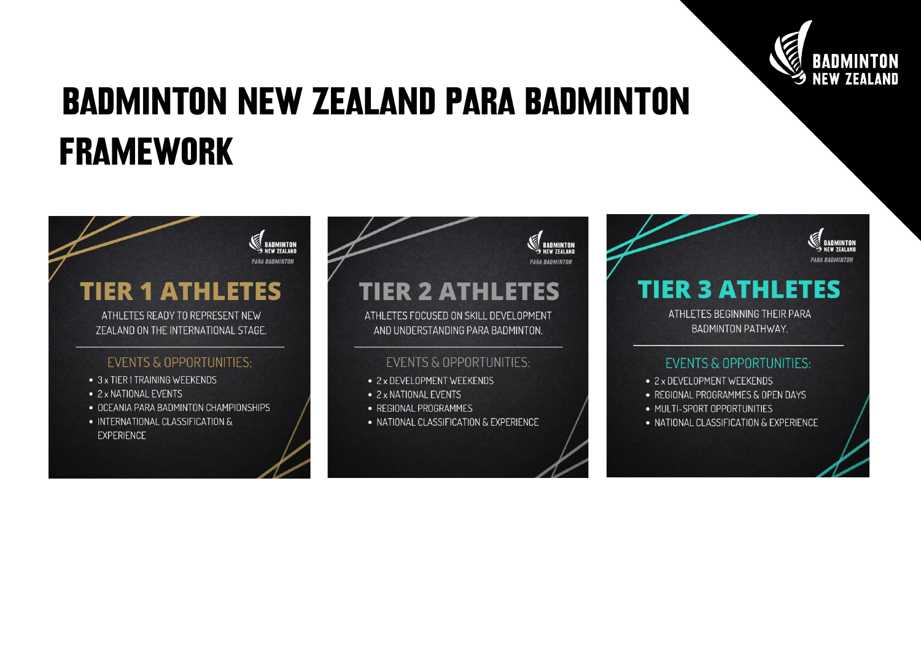# BADMINTON NEW ZEALAND PARA BADMINTON FRAMEWORK

## TIER 1 ATHLETES

ATHLETES READY TO REPRESENT NEW ZEALAND ON THE INTERNATIONAL STAGE.

### EVENTS & OPPORTUNITIES:

- 3 x TIER 1 TRAINING WEEKENDS
- 2 x NATIONAL EVENTS
- OCEANIA PARA BADMINTON CHAMPIONSHIPS
- INTERNATIONAL CLASSIFICATION & EXPERIENCE

## TIER 2 ATHLETES

ATHLETES FOCUSED ON SKILL DEVELOPMENT AND UNDERSTANDING PARA BADMINTON.

### EVENTS & OPPORTUNITIES:

- 2 x DEVELOPMENT WEEKENDS
- 2 x NATIONAL EVENTS
- REGIONAL PROGRAMMES
- NATIONAL CLASSIFICATION & EXPERIENCE

## TIER 3 ATHLETES

ATHLETES BEGINNING THEIR PARA BADMINTON PATHWAY.

### EVENTS & OPPORTUNITIES:

- 2 x DEVELOPMENT WEEKENDS
- REGIONAL PROGRAMMES & OPEN DAYS
- MULTI-SPORT OPPORTUNITIES
- NATIONAL CLASSIFICATION & EXPERIENCE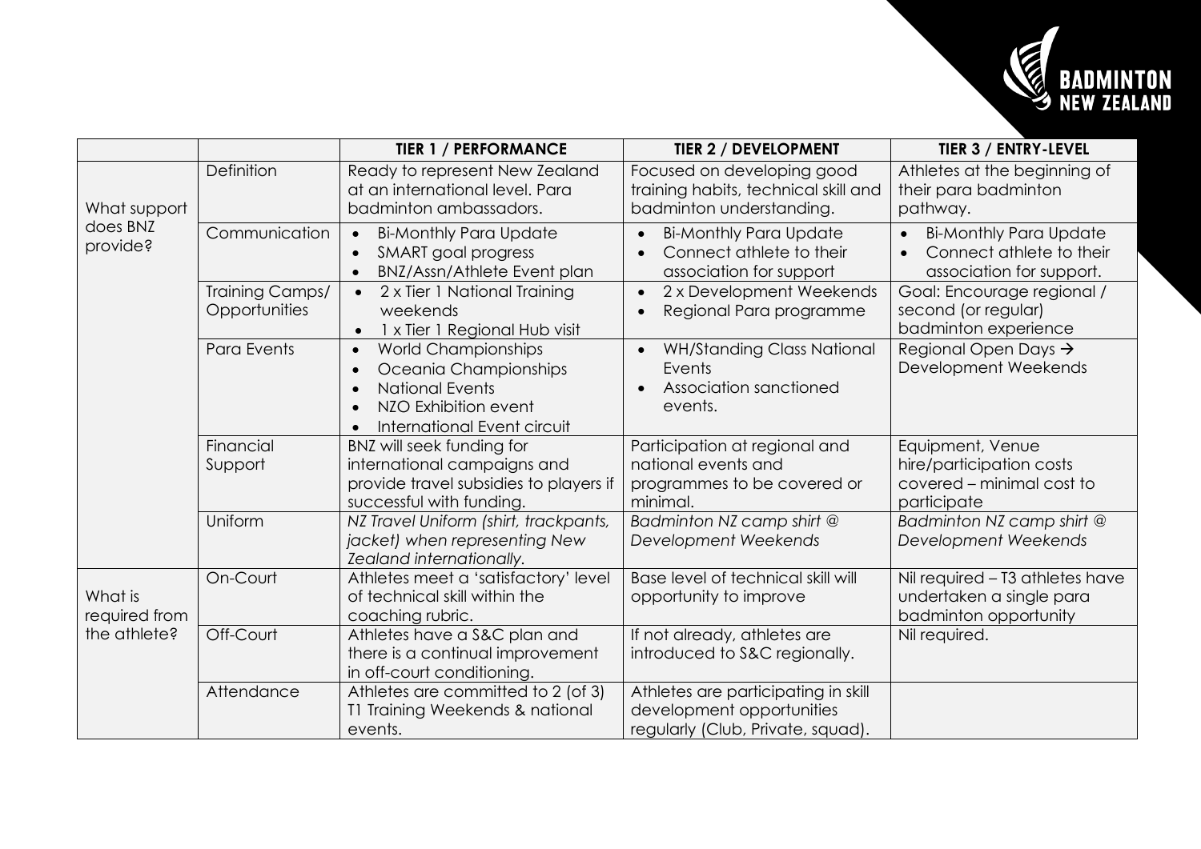| | | TIER 1 / PERFORMANCE | TIER 2 / DEVELOPMENT | TIER 3 / ENTRY-LEVEL |
|---|---|---|---|---|
| What support does BNZ provide? | Definition | Ready to represent New Zealand at an international level. Para badminton ambassadors. | Focused on developing good training habits, technical skill and badminton understanding. | Athletes at the beginning of their para badminton pathway. |
| | Communication | • Bi-Monthly Para Update<br>• SMART goal progress<br>• BNZ/Assn/Athlete Event plan | • Bi-Monthly Para Update<br>• Connect athlete to their association for support | • Bi-Monthly Para Update<br>• Connect athlete to their association for support. |
| | Training Camps/ Opportunities | • 2 x Tier 1 National Training weekends<br>• 1 x Tier 1 Regional Hub visit | • 2 x Development Weekends<br>• Regional Para programme | Goal: Encourage regional / second (or regular) badminton experience |
| | Para Events | • World Championships<br>• Oceania Championships<br>• National Events<br>• NZO Exhibition event<br>• International Event circuit | • WH/Standing Class National Events<br>• Association sanctioned events. | Regional Open Days → Development Weekends |
| | Financial Support | BNZ will seek funding for international campaigns and provide travel subsidies to players if successful with funding. | Participation at regional and national events and programmes to be covered or minimal. | Equipment, Venue hire/participation costs covered – minimal cost to participate |
| | Uniform | *NZ Travel Uniform (shirt, trackpants, jacket) when representing New Zealand internationally.* | *Badminton NZ camp shirt @ Development Weekends* | *Badminton NZ camp shirt @ Development Weekends* |
| What is required from the athlete? | On-Court | Athletes meet a 'satisfactory' level of technical skill within the coaching rubric. | Base level of technical skill will opportunity to improve | Nil required – T3 athletes have undertaken a single para badminton opportunity |
| | Off-Court | Athletes have a S&C plan and there is a continual improvement in off-court conditioning. | If not already, athletes are introduced to S&C regionally. | Nil required. |
| | Attendance | Athletes are committed to 2 (of 3) T1 Training Weekends & national events. | Athletes are participating in skill development opportunities regularly (Club, Private, squad). | |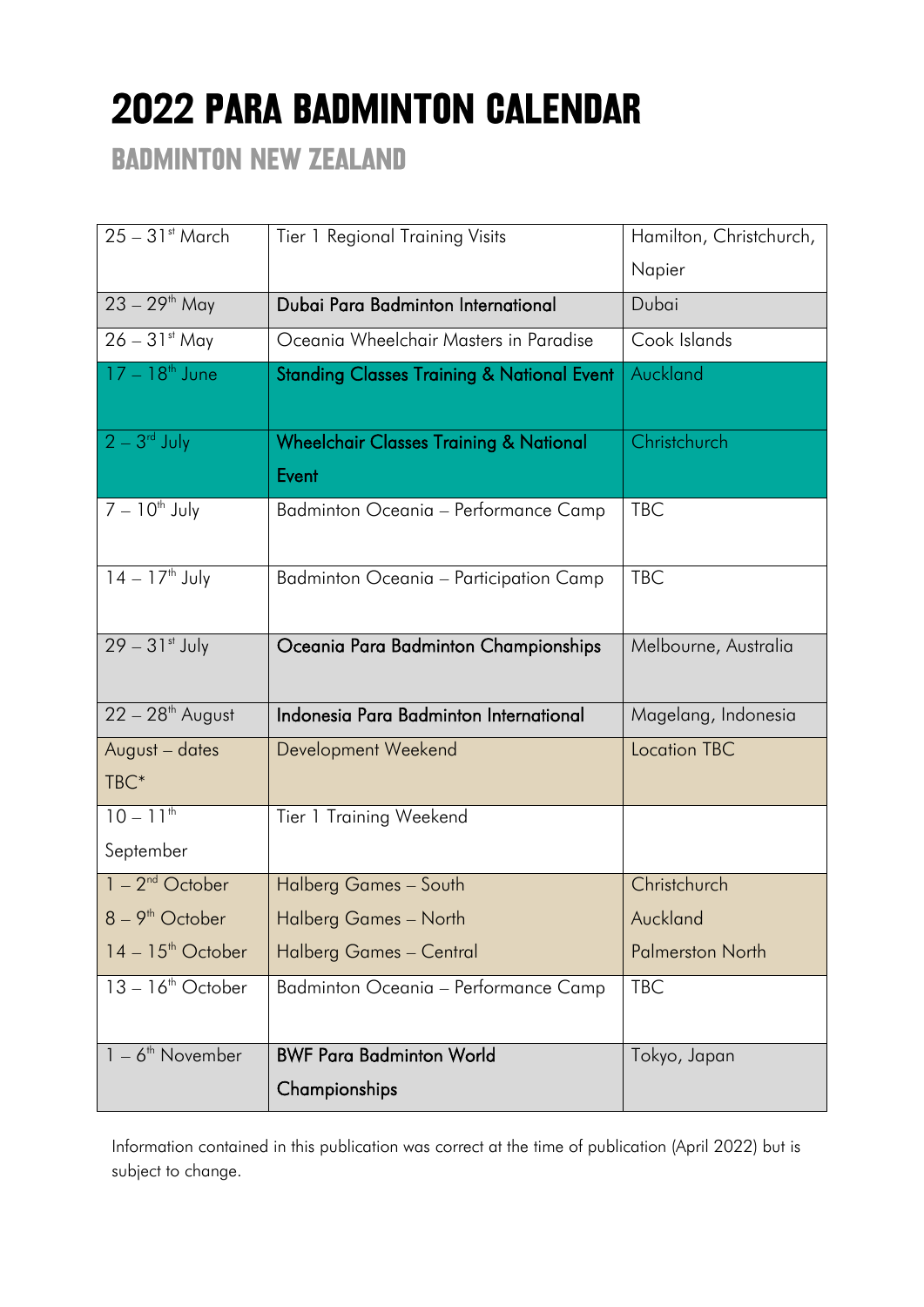# 2022 PARA BADMINTON CALENDAR

## BADMINTON NEW ZEALAND

| | | |
|---|---|---|
| 25 – 31st March | Tier 1 Regional Training Visits | Hamilton, Christchurch, Napier |
| 23 – 29th May | **Dubai Para Badminton International** | Dubai |
| 26 – 31st May | Oceania Wheelchair Masters in Paradise | Cook Islands |
| 17 – 18th June | **Standing Classes Training & National Event** | Auckland |
| 2 – 3rd July | **Wheelchair Classes Training & National Event** | Christchurch |
| 7 – 10th July | Badminton Oceania – Performance Camp | TBC |
| 14 – 17th July | Badminton Oceania – Participation Camp | TBC |
| 29 – 31st July | **Oceania Para Badminton Championships** | Melbourne, Australia |
| 22 – 28th August | **Indonesia Para Badminton International** | Magelang, Indonesia |
| August – dates TBC* | Development Weekend | Location TBC |
| 10 – 11th September | Tier 1 Training Weekend | |
| 1 – 2nd October<br>8 – 9th October<br>14 – 15th October | Halberg Games – South<br>Halberg Games – North<br>Halberg Games – Central | Christchurch<br>Auckland<br>Palmerston North |
| 13 – 16th October | Badminton Oceania – Performance Camp | TBC |
| 1 – 6th November | **BWF Para Badminton World Championships** | Tokyo, Japan |

Information contained in this publication was correct at the time of publication (April 2022) but is subject to change.